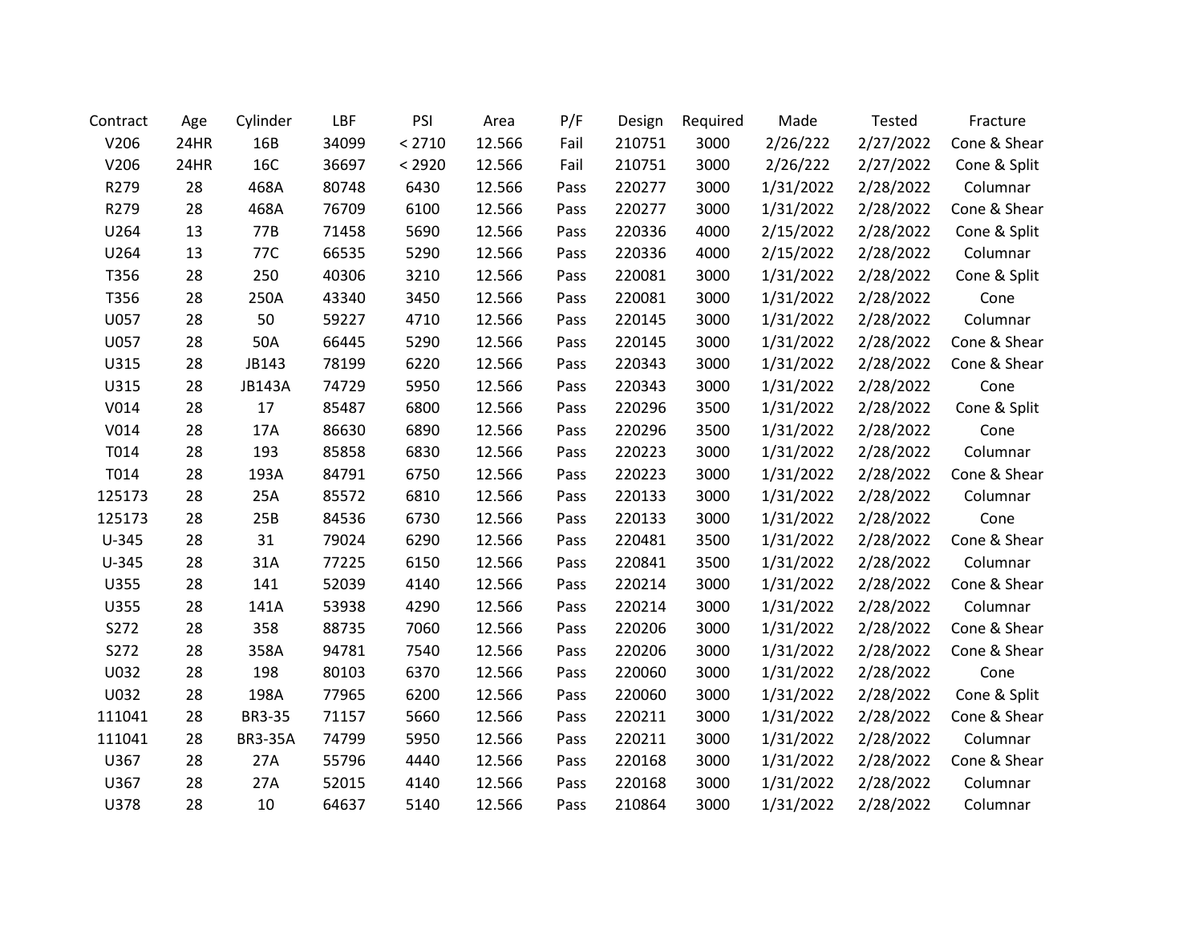| Contract | Age | Cylinder | LBF | PSI | Area | P/F | Design | Required | Made | Tested | Fracture |
|---|---|---|---|---|---|---|---|---|---|---|---|
| V206 | 24HR | 16B | 34099 | < 2710 | 12.566 | Fail | 210751 | 3000 | 2/26/222 | 2/27/2022 | Cone & Shear |
| V206 | 24HR | 16C | 36697 | < 2920 | 12.566 | Fail | 210751 | 3000 | 2/26/222 | 2/27/2022 | Cone & Split |
| R279 | 28 | 468A | 80748 | 6430 | 12.566 | Pass | 220277 | 3000 | 1/31/2022 | 2/28/2022 | Columnar |
| R279 | 28 | 468A | 76709 | 6100 | 12.566 | Pass | 220277 | 3000 | 1/31/2022 | 2/28/2022 | Cone & Shear |
| U264 | 13 | 77B | 71458 | 5690 | 12.566 | Pass | 220336 | 4000 | 2/15/2022 | 2/28/2022 | Cone & Split |
| U264 | 13 | 77C | 66535 | 5290 | 12.566 | Pass | 220336 | 4000 | 2/15/2022 | 2/28/2022 | Columnar |
| T356 | 28 | 250 | 40306 | 3210 | 12.566 | Pass | 220081 | 3000 | 1/31/2022 | 2/28/2022 | Cone & Split |
| T356 | 28 | 250A | 43340 | 3450 | 12.566 | Pass | 220081 | 3000 | 1/31/2022 | 2/28/2022 | Cone |
| U057 | 28 | 50 | 59227 | 4710 | 12.566 | Pass | 220145 | 3000 | 1/31/2022 | 2/28/2022 | Columnar |
| U057 | 28 | 50A | 66445 | 5290 | 12.566 | Pass | 220145 | 3000 | 1/31/2022 | 2/28/2022 | Cone & Shear |
| U315 | 28 | JB143 | 78199 | 6220 | 12.566 | Pass | 220343 | 3000 | 1/31/2022 | 2/28/2022 | Cone & Shear |
| U315 | 28 | JB143A | 74729 | 5950 | 12.566 | Pass | 220343 | 3000 | 1/31/2022 | 2/28/2022 | Cone |
| V014 | 28 | 17 | 85487 | 6800 | 12.566 | Pass | 220296 | 3500 | 1/31/2022 | 2/28/2022 | Cone & Split |
| V014 | 28 | 17A | 86630 | 6890 | 12.566 | Pass | 220296 | 3500 | 1/31/2022 | 2/28/2022 | Cone |
| T014 | 28 | 193 | 85858 | 6830 | 12.566 | Pass | 220223 | 3000 | 1/31/2022 | 2/28/2022 | Columnar |
| T014 | 28 | 193A | 84791 | 6750 | 12.566 | Pass | 220223 | 3000 | 1/31/2022 | 2/28/2022 | Cone & Shear |
| 125173 | 28 | 25A | 85572 | 6810 | 12.566 | Pass | 220133 | 3000 | 1/31/2022 | 2/28/2022 | Columnar |
| 125173 | 28 | 25B | 84536 | 6730 | 12.566 | Pass | 220133 | 3000 | 1/31/2022 | 2/28/2022 | Cone |
| U-345 | 28 | 31 | 79024 | 6290 | 12.566 | Pass | 220481 | 3500 | 1/31/2022 | 2/28/2022 | Cone & Shear |
| U-345 | 28 | 31A | 77225 | 6150 | 12.566 | Pass | 220841 | 3500 | 1/31/2022 | 2/28/2022 | Columnar |
| U355 | 28 | 141 | 52039 | 4140 | 12.566 | Pass | 220214 | 3000 | 1/31/2022 | 2/28/2022 | Cone & Shear |
| U355 | 28 | 141A | 53938 | 4290 | 12.566 | Pass | 220214 | 3000 | 1/31/2022 | 2/28/2022 | Columnar |
| S272 | 28 | 358 | 88735 | 7060 | 12.566 | Pass | 220206 | 3000 | 1/31/2022 | 2/28/2022 | Cone & Shear |
| S272 | 28 | 358A | 94781 | 7540 | 12.566 | Pass | 220206 | 3000 | 1/31/2022 | 2/28/2022 | Cone & Shear |
| U032 | 28 | 198 | 80103 | 6370 | 12.566 | Pass | 220060 | 3000 | 1/31/2022 | 2/28/2022 | Cone |
| U032 | 28 | 198A | 77965 | 6200 | 12.566 | Pass | 220060 | 3000 | 1/31/2022 | 2/28/2022 | Cone & Split |
| 111041 | 28 | BR3-35 | 71157 | 5660 | 12.566 | Pass | 220211 | 3000 | 1/31/2022 | 2/28/2022 | Cone & Shear |
| 111041 | 28 | BR3-35A | 74799 | 5950 | 12.566 | Pass | 220211 | 3000 | 1/31/2022 | 2/28/2022 | Columnar |
| U367 | 28 | 27A | 55796 | 4440 | 12.566 | Pass | 220168 | 3000 | 1/31/2022 | 2/28/2022 | Cone & Shear |
| U367 | 28 | 27A | 52015 | 4140 | 12.566 | Pass | 220168 | 3000 | 1/31/2022 | 2/28/2022 | Columnar |
| U378 | 28 | 10 | 64637 | 5140 | 12.566 | Pass | 210864 | 3000 | 1/31/2022 | 2/28/2022 | Columnar |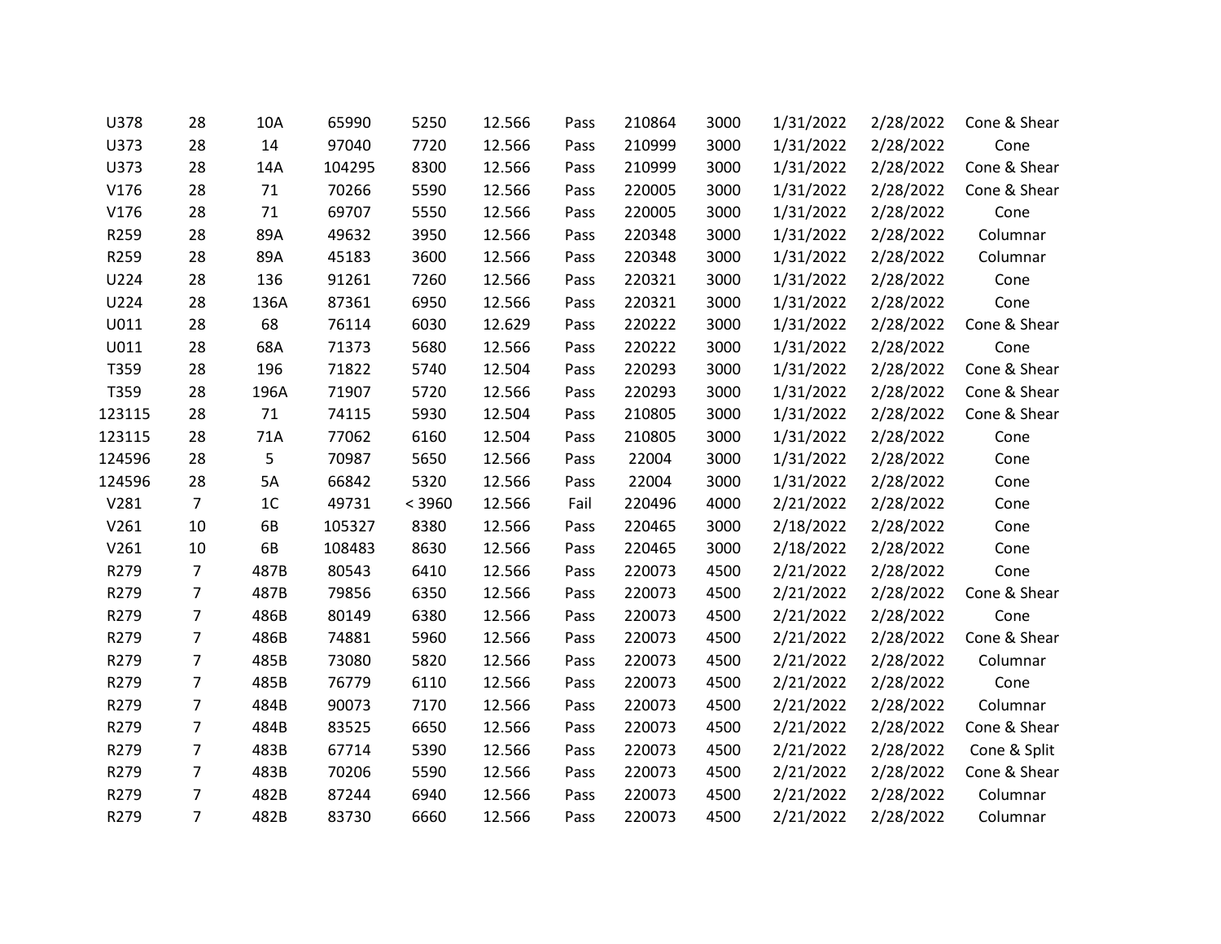| | | | | | | | | | | | |
|---|---|---|---|---|---|---|---|---|---|---|---|
| U378 | 28 | 10A | 65990 | 5250 | 12.566 | Pass | 210864 | 3000 | 1/31/2022 | 2/28/2022 | Cone & Shear |
| U373 | 28 | 14 | 97040 | 7720 | 12.566 | Pass | 210999 | 3000 | 1/31/2022 | 2/28/2022 | Cone |
| U373 | 28 | 14A | 104295 | 8300 | 12.566 | Pass | 210999 | 3000 | 1/31/2022 | 2/28/2022 | Cone & Shear |
| V176 | 28 | 71 | 70266 | 5590 | 12.566 | Pass | 220005 | 3000 | 1/31/2022 | 2/28/2022 | Cone & Shear |
| V176 | 28 | 71 | 69707 | 5550 | 12.566 | Pass | 220005 | 3000 | 1/31/2022 | 2/28/2022 | Cone |
| R259 | 28 | 89A | 49632 | 3950 | 12.566 | Pass | 220348 | 3000 | 1/31/2022 | 2/28/2022 | Columnar |
| R259 | 28 | 89A | 45183 | 3600 | 12.566 | Pass | 220348 | 3000 | 1/31/2022 | 2/28/2022 | Columnar |
| U224 | 28 | 136 | 91261 | 7260 | 12.566 | Pass | 220321 | 3000 | 1/31/2022 | 2/28/2022 | Cone |
| U224 | 28 | 136A | 87361 | 6950 | 12.566 | Pass | 220321 | 3000 | 1/31/2022 | 2/28/2022 | Cone |
| U011 | 28 | 68 | 76114 | 6030 | 12.629 | Pass | 220222 | 3000 | 1/31/2022 | 2/28/2022 | Cone & Shear |
| U011 | 28 | 68A | 71373 | 5680 | 12.566 | Pass | 220222 | 3000 | 1/31/2022 | 2/28/2022 | Cone |
| T359 | 28 | 196 | 71822 | 5740 | 12.504 | Pass | 220293 | 3000 | 1/31/2022 | 2/28/2022 | Cone & Shear |
| T359 | 28 | 196A | 71907 | 5720 | 12.566 | Pass | 220293 | 3000 | 1/31/2022 | 2/28/2022 | Cone & Shear |
| 123115 | 28 | 71 | 74115 | 5930 | 12.504 | Pass | 210805 | 3000 | 1/31/2022 | 2/28/2022 | Cone & Shear |
| 123115 | 28 | 71A | 77062 | 6160 | 12.504 | Pass | 210805 | 3000 | 1/31/2022 | 2/28/2022 | Cone |
| 124596 | 28 | 5 | 70987 | 5650 | 12.566 | Pass | 22004 | 3000 | 1/31/2022 | 2/28/2022 | Cone |
| 124596 | 28 | 5A | 66842 | 5320 | 12.566 | Pass | 22004 | 3000 | 1/31/2022 | 2/28/2022 | Cone |
| V281 | 7 | 1C | 49731 | < 3960 | 12.566 | Fail | 220496 | 4000 | 2/21/2022 | 2/28/2022 | Cone |
| V261 | 10 | 6B | 105327 | 8380 | 12.566 | Pass | 220465 | 3000 | 2/18/2022 | 2/28/2022 | Cone |
| V261 | 10 | 6B | 108483 | 8630 | 12.566 | Pass | 220465 | 3000 | 2/18/2022 | 2/28/2022 | Cone |
| R279 | 7 | 487B | 80543 | 6410 | 12.566 | Pass | 220073 | 4500 | 2/21/2022 | 2/28/2022 | Cone |
| R279 | 7 | 487B | 79856 | 6350 | 12.566 | Pass | 220073 | 4500 | 2/21/2022 | 2/28/2022 | Cone & Shear |
| R279 | 7 | 486B | 80149 | 6380 | 12.566 | Pass | 220073 | 4500 | 2/21/2022 | 2/28/2022 | Cone |
| R279 | 7 | 486B | 74881 | 5960 | 12.566 | Pass | 220073 | 4500 | 2/21/2022 | 2/28/2022 | Cone & Shear |
| R279 | 7 | 485B | 73080 | 5820 | 12.566 | Pass | 220073 | 4500 | 2/21/2022 | 2/28/2022 | Columnar |
| R279 | 7 | 485B | 76779 | 6110 | 12.566 | Pass | 220073 | 4500 | 2/21/2022 | 2/28/2022 | Cone |
| R279 | 7 | 484B | 90073 | 7170 | 12.566 | Pass | 220073 | 4500 | 2/21/2022 | 2/28/2022 | Columnar |
| R279 | 7 | 484B | 83525 | 6650 | 12.566 | Pass | 220073 | 4500 | 2/21/2022 | 2/28/2022 | Cone & Shear |
| R279 | 7 | 483B | 67714 | 5390 | 12.566 | Pass | 220073 | 4500 | 2/21/2022 | 2/28/2022 | Cone & Split |
| R279 | 7 | 483B | 70206 | 5590 | 12.566 | Pass | 220073 | 4500 | 2/21/2022 | 2/28/2022 | Cone & Shear |
| R279 | 7 | 482B | 87244 | 6940 | 12.566 | Pass | 220073 | 4500 | 2/21/2022 | 2/28/2022 | Columnar |
| R279 | 7 | 482B | 83730 | 6660 | 12.566 | Pass | 220073 | 4500 | 2/21/2022 | 2/28/2022 | Columnar |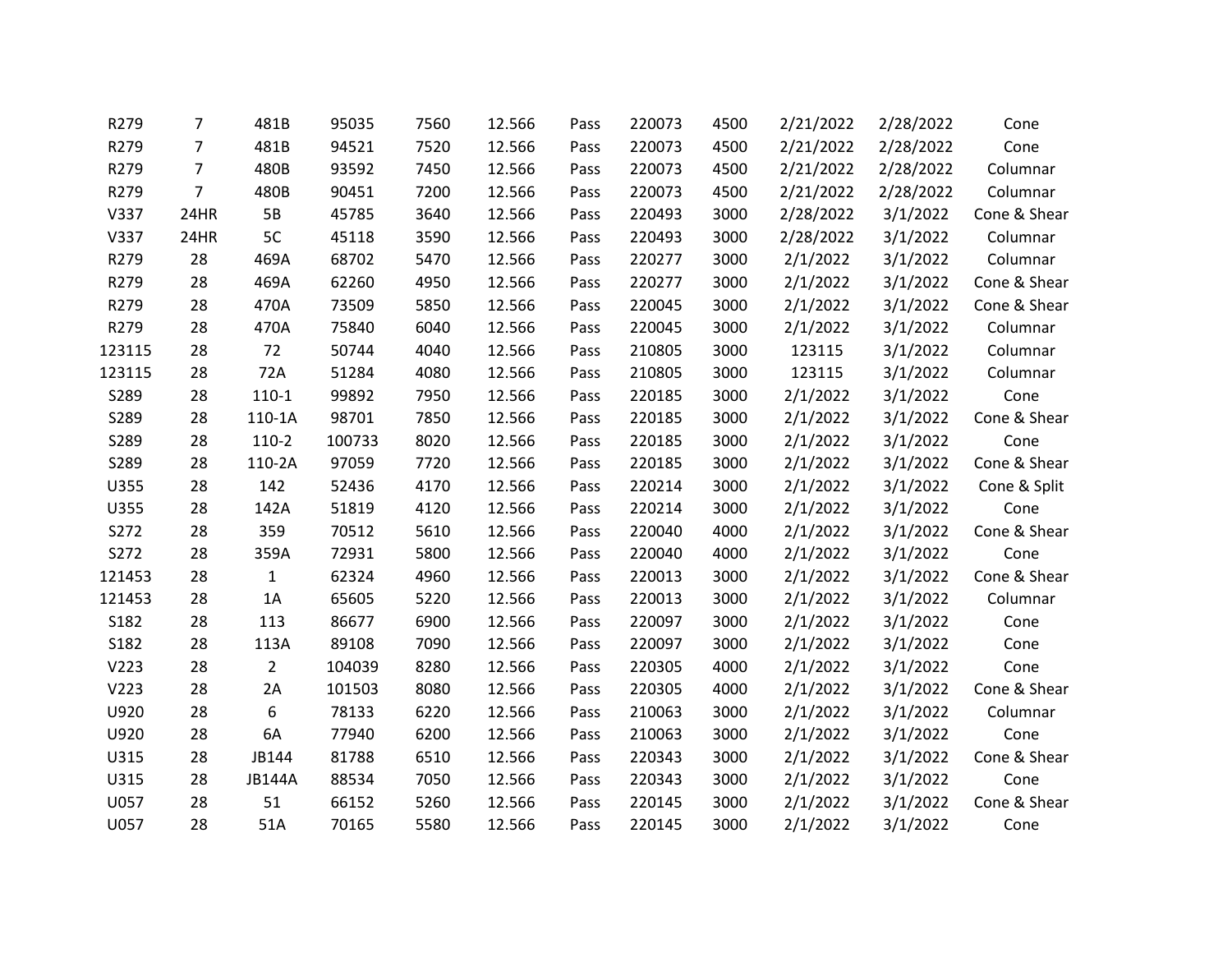|  |  |  |  |  |  |  |  |  |  |  |  |
|---|---|---|---|---|---|---|---|---|---|---|---|
| R279 | 7 | 481B | 95035 | 7560 | 12.566 | Pass | 220073 | 4500 | 2/21/2022 | 2/28/2022 | Cone |
| R279 | 7 | 481B | 94521 | 7520 | 12.566 | Pass | 220073 | 4500 | 2/21/2022 | 2/28/2022 | Cone |
| R279 | 7 | 480B | 93592 | 7450 | 12.566 | Pass | 220073 | 4500 | 2/21/2022 | 2/28/2022 | Columnar |
| R279 | 7 | 480B | 90451 | 7200 | 12.566 | Pass | 220073 | 4500 | 2/21/2022 | 2/28/2022 | Columnar |
| V337 | 24HR | 5B | 45785 | 3640 | 12.566 | Pass | 220493 | 3000 | 2/28/2022 | 3/1/2022 | Cone & Shear |
| V337 | 24HR | 5C | 45118 | 3590 | 12.566 | Pass | 220493 | 3000 | 2/28/2022 | 3/1/2022 | Columnar |
| R279 | 28 | 469A | 68702 | 5470 | 12.566 | Pass | 220277 | 3000 | 2/1/2022 | 3/1/2022 | Columnar |
| R279 | 28 | 469A | 62260 | 4950 | 12.566 | Pass | 220277 | 3000 | 2/1/2022 | 3/1/2022 | Cone & Shear |
| R279 | 28 | 470A | 73509 | 5850 | 12.566 | Pass | 220045 | 3000 | 2/1/2022 | 3/1/2022 | Cone & Shear |
| R279 | 28 | 470A | 75840 | 6040 | 12.566 | Pass | 220045 | 3000 | 2/1/2022 | 3/1/2022 | Columnar |
| 123115 | 28 | 72 | 50744 | 4040 | 12.566 | Pass | 210805 | 3000 | 123115 | 3/1/2022 | Columnar |
| 123115 | 28 | 72A | 51284 | 4080 | 12.566 | Pass | 210805 | 3000 | 123115 | 3/1/2022 | Columnar |
| S289 | 28 | 110-1 | 99892 | 7950 | 12.566 | Pass | 220185 | 3000 | 2/1/2022 | 3/1/2022 | Cone |
| S289 | 28 | 110-1A | 98701 | 7850 | 12.566 | Pass | 220185 | 3000 | 2/1/2022 | 3/1/2022 | Cone & Shear |
| S289 | 28 | 110-2 | 100733 | 8020 | 12.566 | Pass | 220185 | 3000 | 2/1/2022 | 3/1/2022 | Cone |
| S289 | 28 | 110-2A | 97059 | 7720 | 12.566 | Pass | 220185 | 3000 | 2/1/2022 | 3/1/2022 | Cone & Shear |
| U355 | 28 | 142 | 52436 | 4170 | 12.566 | Pass | 220214 | 3000 | 2/1/2022 | 3/1/2022 | Cone & Split |
| U355 | 28 | 142A | 51819 | 4120 | 12.566 | Pass | 220214 | 3000 | 2/1/2022 | 3/1/2022 | Cone |
| S272 | 28 | 359 | 70512 | 5610 | 12.566 | Pass | 220040 | 4000 | 2/1/2022 | 3/1/2022 | Cone & Shear |
| S272 | 28 | 359A | 72931 | 5800 | 12.566 | Pass | 220040 | 4000 | 2/1/2022 | 3/1/2022 | Cone |
| 121453 | 28 | 1 | 62324 | 4960 | 12.566 | Pass | 220013 | 3000 | 2/1/2022 | 3/1/2022 | Cone & Shear |
| 121453 | 28 | 1A | 65605 | 5220 | 12.566 | Pass | 220013 | 3000 | 2/1/2022 | 3/1/2022 | Columnar |
| S182 | 28 | 113 | 86677 | 6900 | 12.566 | Pass | 220097 | 3000 | 2/1/2022 | 3/1/2022 | Cone |
| S182 | 28 | 113A | 89108 | 7090 | 12.566 | Pass | 220097 | 3000 | 2/1/2022 | 3/1/2022 | Cone |
| V223 | 28 | 2 | 104039 | 8280 | 12.566 | Pass | 220305 | 4000 | 2/1/2022 | 3/1/2022 | Cone |
| V223 | 28 | 2A | 101503 | 8080 | 12.566 | Pass | 220305 | 4000 | 2/1/2022 | 3/1/2022 | Cone & Shear |
| U920 | 28 | 6 | 78133 | 6220 | 12.566 | Pass | 210063 | 3000 | 2/1/2022 | 3/1/2022 | Columnar |
| U920 | 28 | 6A | 77940 | 6200 | 12.566 | Pass | 210063 | 3000 | 2/1/2022 | 3/1/2022 | Cone |
| U315 | 28 | JB144 | 81788 | 6510 | 12.566 | Pass | 220343 | 3000 | 2/1/2022 | 3/1/2022 | Cone & Shear |
| U315 | 28 | JB144A | 88534 | 7050 | 12.566 | Pass | 220343 | 3000 | 2/1/2022 | 3/1/2022 | Cone |
| U057 | 28 | 51 | 66152 | 5260 | 12.566 | Pass | 220145 | 3000 | 2/1/2022 | 3/1/2022 | Cone & Shear |
| U057 | 28 | 51A | 70165 | 5580 | 12.566 | Pass | 220145 | 3000 | 2/1/2022 | 3/1/2022 | Cone |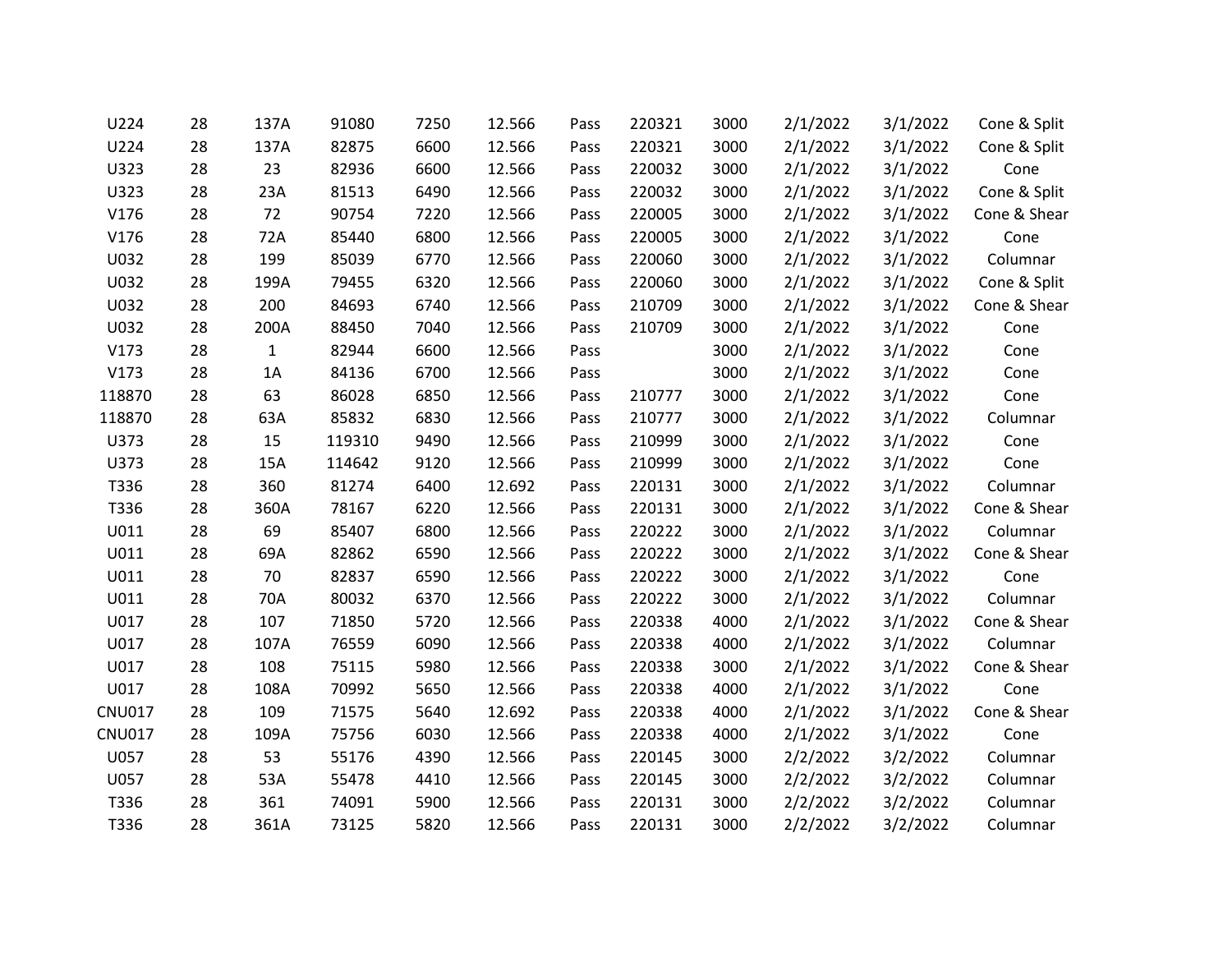| | | | | | | | | | | | |
|---|---|---|---|---|---|---|---|---|---|---|---|
| U224 | 28 | 137A | 91080 | 7250 | 12.566 | Pass | 220321 | 3000 | 2/1/2022 | 3/1/2022 | Cone & Split |
| U224 | 28 | 137A | 82875 | 6600 | 12.566 | Pass | 220321 | 3000 | 2/1/2022 | 3/1/2022 | Cone & Split |
| U323 | 28 | 23 | 82936 | 6600 | 12.566 | Pass | 220032 | 3000 | 2/1/2022 | 3/1/2022 | Cone |
| U323 | 28 | 23A | 81513 | 6490 | 12.566 | Pass | 220032 | 3000 | 2/1/2022 | 3/1/2022 | Cone & Split |
| V176 | 28 | 72 | 90754 | 7220 | 12.566 | Pass | 220005 | 3000 | 2/1/2022 | 3/1/2022 | Cone & Shear |
| V176 | 28 | 72A | 85440 | 6800 | 12.566 | Pass | 220005 | 3000 | 2/1/2022 | 3/1/2022 | Cone |
| U032 | 28 | 199 | 85039 | 6770 | 12.566 | Pass | 220060 | 3000 | 2/1/2022 | 3/1/2022 | Columnar |
| U032 | 28 | 199A | 79455 | 6320 | 12.566 | Pass | 220060 | 3000 | 2/1/2022 | 3/1/2022 | Cone & Split |
| U032 | 28 | 200 | 84693 | 6740 | 12.566 | Pass | 210709 | 3000 | 2/1/2022 | 3/1/2022 | Cone & Shear |
| U032 | 28 | 200A | 88450 | 7040 | 12.566 | Pass | 210709 | 3000 | 2/1/2022 | 3/1/2022 | Cone |
| V173 | 28 | 1 | 82944 | 6600 | 12.566 | Pass | | 3000 | 2/1/2022 | 3/1/2022 | Cone |
| V173 | 28 | 1A | 84136 | 6700 | 12.566 | Pass | | 3000 | 2/1/2022 | 3/1/2022 | Cone |
| 118870 | 28 | 63 | 86028 | 6850 | 12.566 | Pass | 210777 | 3000 | 2/1/2022 | 3/1/2022 | Cone |
| 118870 | 28 | 63A | 85832 | 6830 | 12.566 | Pass | 210777 | 3000 | 2/1/2022 | 3/1/2022 | Columnar |
| U373 | 28 | 15 | 119310 | 9490 | 12.566 | Pass | 210999 | 3000 | 2/1/2022 | 3/1/2022 | Cone |
| U373 | 28 | 15A | 114642 | 9120 | 12.566 | Pass | 210999 | 3000 | 2/1/2022 | 3/1/2022 | Cone |
| T336 | 28 | 360 | 81274 | 6400 | 12.692 | Pass | 220131 | 3000 | 2/1/2022 | 3/1/2022 | Columnar |
| T336 | 28 | 360A | 78167 | 6220 | 12.566 | Pass | 220131 | 3000 | 2/1/2022 | 3/1/2022 | Cone & Shear |
| U011 | 28 | 69 | 85407 | 6800 | 12.566 | Pass | 220222 | 3000 | 2/1/2022 | 3/1/2022 | Columnar |
| U011 | 28 | 69A | 82862 | 6590 | 12.566 | Pass | 220222 | 3000 | 2/1/2022 | 3/1/2022 | Cone & Shear |
| U011 | 28 | 70 | 82837 | 6590 | 12.566 | Pass | 220222 | 3000 | 2/1/2022 | 3/1/2022 | Cone |
| U011 | 28 | 70A | 80032 | 6370 | 12.566 | Pass | 220222 | 3000 | 2/1/2022 | 3/1/2022 | Columnar |
| U017 | 28 | 107 | 71850 | 5720 | 12.566 | Pass | 220338 | 4000 | 2/1/2022 | 3/1/2022 | Cone & Shear |
| U017 | 28 | 107A | 76559 | 6090 | 12.566 | Pass | 220338 | 4000 | 2/1/2022 | 3/1/2022 | Columnar |
| U017 | 28 | 108 | 75115 | 5980 | 12.566 | Pass | 220338 | 3000 | 2/1/2022 | 3/1/2022 | Cone & Shear |
| U017 | 28 | 108A | 70992 | 5650 | 12.566 | Pass | 220338 | 4000 | 2/1/2022 | 3/1/2022 | Cone |
| CNU017 | 28 | 109 | 71575 | 5640 | 12.692 | Pass | 220338 | 4000 | 2/1/2022 | 3/1/2022 | Cone & Shear |
| CNU017 | 28 | 109A | 75756 | 6030 | 12.566 | Pass | 220338 | 4000 | 2/1/2022 | 3/1/2022 | Cone |
| U057 | 28 | 53 | 55176 | 4390 | 12.566 | Pass | 220145 | 3000 | 2/2/2022 | 3/2/2022 | Columnar |
| U057 | 28 | 53A | 55478 | 4410 | 12.566 | Pass | 220145 | 3000 | 2/2/2022 | 3/2/2022 | Columnar |
| T336 | 28 | 361 | 74091 | 5900 | 12.566 | Pass | 220131 | 3000 | 2/2/2022 | 3/2/2022 | Columnar |
| T336 | 28 | 361A | 73125 | 5820 | 12.566 | Pass | 220131 | 3000 | 2/2/2022 | 3/2/2022 | Columnar |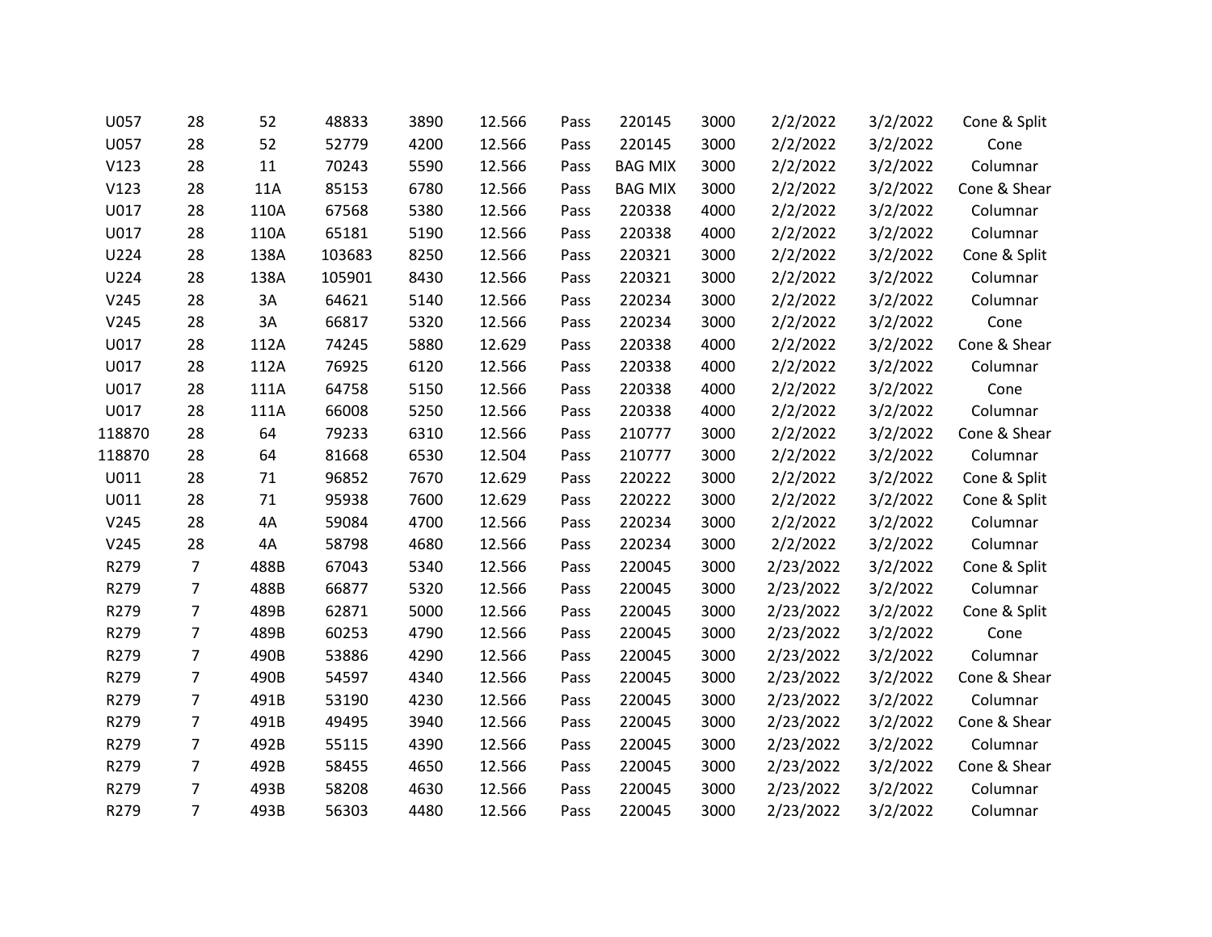| | | | | | | | | | | | |
|---|---|---|---|---|---|---|---|---|---|---|---|
| U057 | 28 | 52 | 48833 | 3890 | 12.566 | Pass | 220145 | 3000 | 2/2/2022 | 3/2/2022 | Cone & Split |
| U057 | 28 | 52 | 52779 | 4200 | 12.566 | Pass | 220145 | 3000 | 2/2/2022 | 3/2/2022 | Cone |
| V123 | 28 | 11 | 70243 | 5590 | 12.566 | Pass | BAG MIX | 3000 | 2/2/2022 | 3/2/2022 | Columnar |
| V123 | 28 | 11A | 85153 | 6780 | 12.566 | Pass | BAG MIX | 3000 | 2/2/2022 | 3/2/2022 | Cone & Shear |
| U017 | 28 | 110A | 67568 | 5380 | 12.566 | Pass | 220338 | 4000 | 2/2/2022 | 3/2/2022 | Columnar |
| U017 | 28 | 110A | 65181 | 5190 | 12.566 | Pass | 220338 | 4000 | 2/2/2022 | 3/2/2022 | Columnar |
| U224 | 28 | 138A | 103683 | 8250 | 12.566 | Pass | 220321 | 3000 | 2/2/2022 | 3/2/2022 | Cone & Split |
| U224 | 28 | 138A | 105901 | 8430 | 12.566 | Pass | 220321 | 3000 | 2/2/2022 | 3/2/2022 | Columnar |
| V245 | 28 | 3A | 64621 | 5140 | 12.566 | Pass | 220234 | 3000 | 2/2/2022 | 3/2/2022 | Columnar |
| V245 | 28 | 3A | 66817 | 5320 | 12.566 | Pass | 220234 | 3000 | 2/2/2022 | 3/2/2022 | Cone |
| U017 | 28 | 112A | 74245 | 5880 | 12.629 | Pass | 220338 | 4000 | 2/2/2022 | 3/2/2022 | Cone & Shear |
| U017 | 28 | 112A | 76925 | 6120 | 12.566 | Pass | 220338 | 4000 | 2/2/2022 | 3/2/2022 | Columnar |
| U017 | 28 | 111A | 64758 | 5150 | 12.566 | Pass | 220338 | 4000 | 2/2/2022 | 3/2/2022 | Cone |
| U017 | 28 | 111A | 66008 | 5250 | 12.566 | Pass | 220338 | 4000 | 2/2/2022 | 3/2/2022 | Columnar |
| 118870 | 28 | 64 | 79233 | 6310 | 12.566 | Pass | 210777 | 3000 | 2/2/2022 | 3/2/2022 | Cone & Shear |
| 118870 | 28 | 64 | 81668 | 6530 | 12.504 | Pass | 210777 | 3000 | 2/2/2022 | 3/2/2022 | Columnar |
| U011 | 28 | 71 | 96852 | 7670 | 12.629 | Pass | 220222 | 3000 | 2/2/2022 | 3/2/2022 | Cone & Split |
| U011 | 28 | 71 | 95938 | 7600 | 12.629 | Pass | 220222 | 3000 | 2/2/2022 | 3/2/2022 | Cone & Split |
| V245 | 28 | 4A | 59084 | 4700 | 12.566 | Pass | 220234 | 3000 | 2/2/2022 | 3/2/2022 | Columnar |
| V245 | 28 | 4A | 58798 | 4680 | 12.566 | Pass | 220234 | 3000 | 2/2/2022 | 3/2/2022 | Columnar |
| R279 | 7 | 488B | 67043 | 5340 | 12.566 | Pass | 220045 | 3000 | 2/23/2022 | 3/2/2022 | Cone & Split |
| R279 | 7 | 488B | 66877 | 5320 | 12.566 | Pass | 220045 | 3000 | 2/23/2022 | 3/2/2022 | Columnar |
| R279 | 7 | 489B | 62871 | 5000 | 12.566 | Pass | 220045 | 3000 | 2/23/2022 | 3/2/2022 | Cone & Split |
| R279 | 7 | 489B | 60253 | 4790 | 12.566 | Pass | 220045 | 3000 | 2/23/2022 | 3/2/2022 | Cone |
| R279 | 7 | 490B | 53886 | 4290 | 12.566 | Pass | 220045 | 3000 | 2/23/2022 | 3/2/2022 | Columnar |
| R279 | 7 | 490B | 54597 | 4340 | 12.566 | Pass | 220045 | 3000 | 2/23/2022 | 3/2/2022 | Cone & Shear |
| R279 | 7 | 491B | 53190 | 4230 | 12.566 | Pass | 220045 | 3000 | 2/23/2022 | 3/2/2022 | Columnar |
| R279 | 7 | 491B | 49495 | 3940 | 12.566 | Pass | 220045 | 3000 | 2/23/2022 | 3/2/2022 | Cone & Shear |
| R279 | 7 | 492B | 55115 | 4390 | 12.566 | Pass | 220045 | 3000 | 2/23/2022 | 3/2/2022 | Columnar |
| R279 | 7 | 492B | 58455 | 4650 | 12.566 | Pass | 220045 | 3000 | 2/23/2022 | 3/2/2022 | Cone & Shear |
| R279 | 7 | 493B | 58208 | 4630 | 12.566 | Pass | 220045 | 3000 | 2/23/2022 | 3/2/2022 | Columnar |
| R279 | 7 | 493B | 56303 | 4480 | 12.566 | Pass | 220045 | 3000 | 2/23/2022 | 3/2/2022 | Columnar |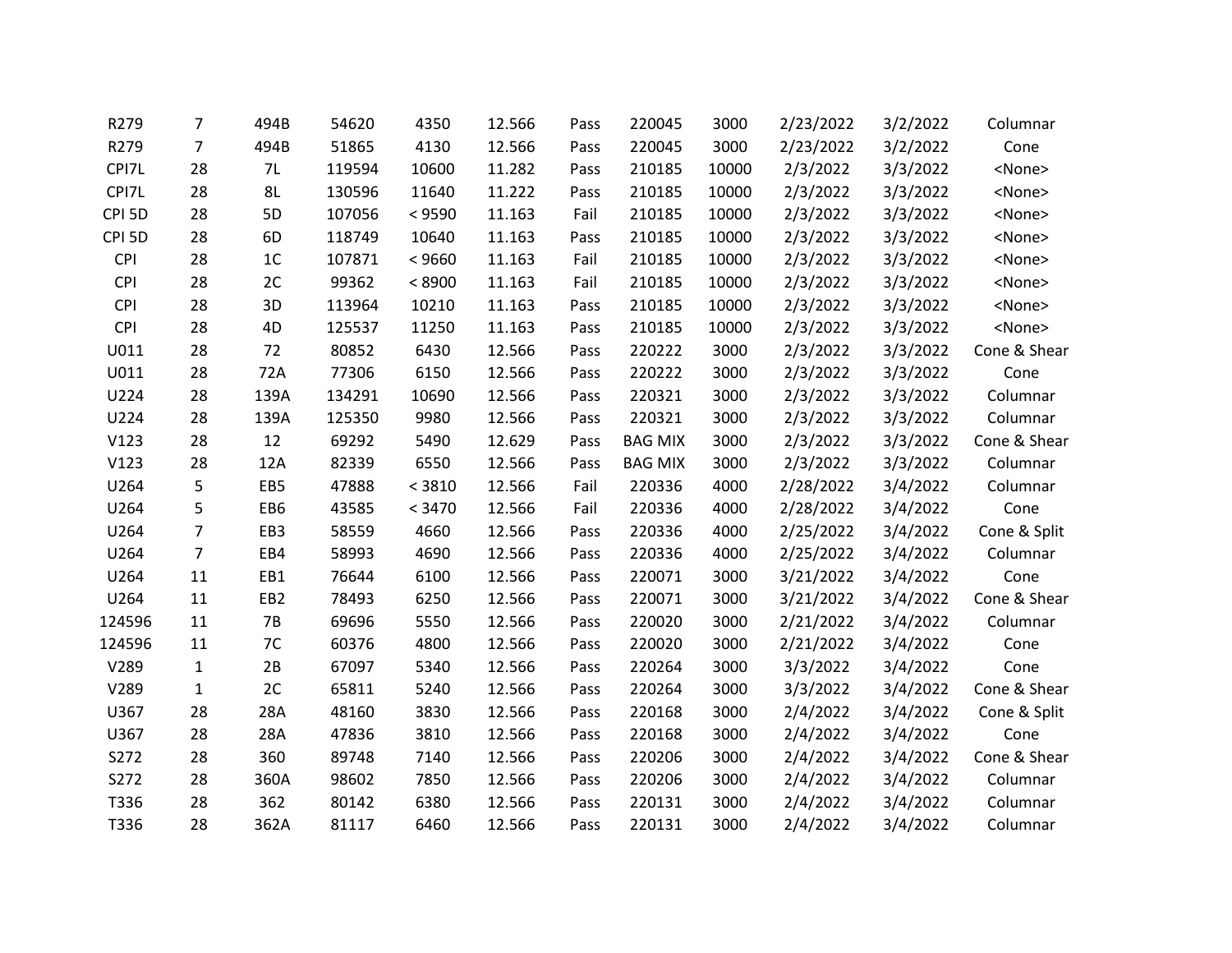| | | | | | | | | | | | |
|---|---|---|---|---|---|---|---|---|---|---|---|
| R279 | 7 | 494B | 54620 | 4350 | 12.566 | Pass | 220045 | 3000 | 2/23/2022 | 3/2/2022 | Columnar |
| R279 | 7 | 494B | 51865 | 4130 | 12.566 | Pass | 220045 | 3000 | 2/23/2022 | 3/2/2022 | Cone |
| CPI7L | 28 | 7L | 119594 | 10600 | 11.282 | Pass | 210185 | 10000 | 2/3/2022 | 3/3/2022 | <None> |
| CPI7L | 28 | 8L | 130596 | 11640 | 11.222 | Pass | 210185 | 10000 | 2/3/2022 | 3/3/2022 | <None> |
| CPI 5D | 28 | 5D | 107056 | < 9590 | 11.163 | Fail | 210185 | 10000 | 2/3/2022 | 3/3/2022 | <None> |
| CPI 5D | 28 | 6D | 118749 | 10640 | 11.163 | Pass | 210185 | 10000 | 2/3/2022 | 3/3/2022 | <None> |
| CPI | 28 | 1C | 107871 | < 9660 | 11.163 | Fail | 210185 | 10000 | 2/3/2022 | 3/3/2022 | <None> |
| CPI | 28 | 2C | 99362 | < 8900 | 11.163 | Fail | 210185 | 10000 | 2/3/2022 | 3/3/2022 | <None> |
| CPI | 28 | 3D | 113964 | 10210 | 11.163 | Pass | 210185 | 10000 | 2/3/2022 | 3/3/2022 | <None> |
| CPI | 28 | 4D | 125537 | 11250 | 11.163 | Pass | 210185 | 10000 | 2/3/2022 | 3/3/2022 | <None> |
| U011 | 28 | 72 | 80852 | 6430 | 12.566 | Pass | 220222 | 3000 | 2/3/2022 | 3/3/2022 | Cone & Shear |
| U011 | 28 | 72A | 77306 | 6150 | 12.566 | Pass | 220222 | 3000 | 2/3/2022 | 3/3/2022 | Cone |
| U224 | 28 | 139A | 134291 | 10690 | 12.566 | Pass | 220321 | 3000 | 2/3/2022 | 3/3/2022 | Columnar |
| U224 | 28 | 139A | 125350 | 9980 | 12.566 | Pass | 220321 | 3000 | 2/3/2022 | 3/3/2022 | Columnar |
| V123 | 28 | 12 | 69292 | 5490 | 12.629 | Pass | BAG MIX | 3000 | 2/3/2022 | 3/3/2022 | Cone & Shear |
| V123 | 28 | 12A | 82339 | 6550 | 12.566 | Pass | BAG MIX | 3000 | 2/3/2022 | 3/3/2022 | Columnar |
| U264 | 5 | EB5 | 47888 | < 3810 | 12.566 | Fail | 220336 | 4000 | 2/28/2022 | 3/4/2022 | Columnar |
| U264 | 5 | EB6 | 43585 | < 3470 | 12.566 | Fail | 220336 | 4000 | 2/28/2022 | 3/4/2022 | Cone |
| U264 | 7 | EB3 | 58559 | 4660 | 12.566 | Pass | 220336 | 4000 | 2/25/2022 | 3/4/2022 | Cone & Split |
| U264 | 7 | EB4 | 58993 | 4690 | 12.566 | Pass | 220336 | 4000 | 2/25/2022 | 3/4/2022 | Columnar |
| U264 | 11 | EB1 | 76644 | 6100 | 12.566 | Pass | 220071 | 3000 | 3/21/2022 | 3/4/2022 | Cone |
| U264 | 11 | EB2 | 78493 | 6250 | 12.566 | Pass | 220071 | 3000 | 3/21/2022 | 3/4/2022 | Cone & Shear |
| 124596 | 11 | 7B | 69696 | 5550 | 12.566 | Pass | 220020 | 3000 | 2/21/2022 | 3/4/2022 | Columnar |
| 124596 | 11 | 7C | 60376 | 4800 | 12.566 | Pass | 220020 | 3000 | 2/21/2022 | 3/4/2022 | Cone |
| V289 | 1 | 2B | 67097 | 5340 | 12.566 | Pass | 220264 | 3000 | 3/3/2022 | 3/4/2022 | Cone |
| V289 | 1 | 2C | 65811 | 5240 | 12.566 | Pass | 220264 | 3000 | 3/3/2022 | 3/4/2022 | Cone & Shear |
| U367 | 28 | 28A | 48160 | 3830 | 12.566 | Pass | 220168 | 3000 | 2/4/2022 | 3/4/2022 | Cone & Split |
| U367 | 28 | 28A | 47836 | 3810 | 12.566 | Pass | 220168 | 3000 | 2/4/2022 | 3/4/2022 | Cone |
| S272 | 28 | 360 | 89748 | 7140 | 12.566 | Pass | 220206 | 3000 | 2/4/2022 | 3/4/2022 | Cone & Shear |
| S272 | 28 | 360A | 98602 | 7850 | 12.566 | Pass | 220206 | 3000 | 2/4/2022 | 3/4/2022 | Columnar |
| T336 | 28 | 362 | 80142 | 6380 | 12.566 | Pass | 220131 | 3000 | 2/4/2022 | 3/4/2022 | Columnar |
| T336 | 28 | 362A | 81117 | 6460 | 12.566 | Pass | 220131 | 3000 | 2/4/2022 | 3/4/2022 | Columnar |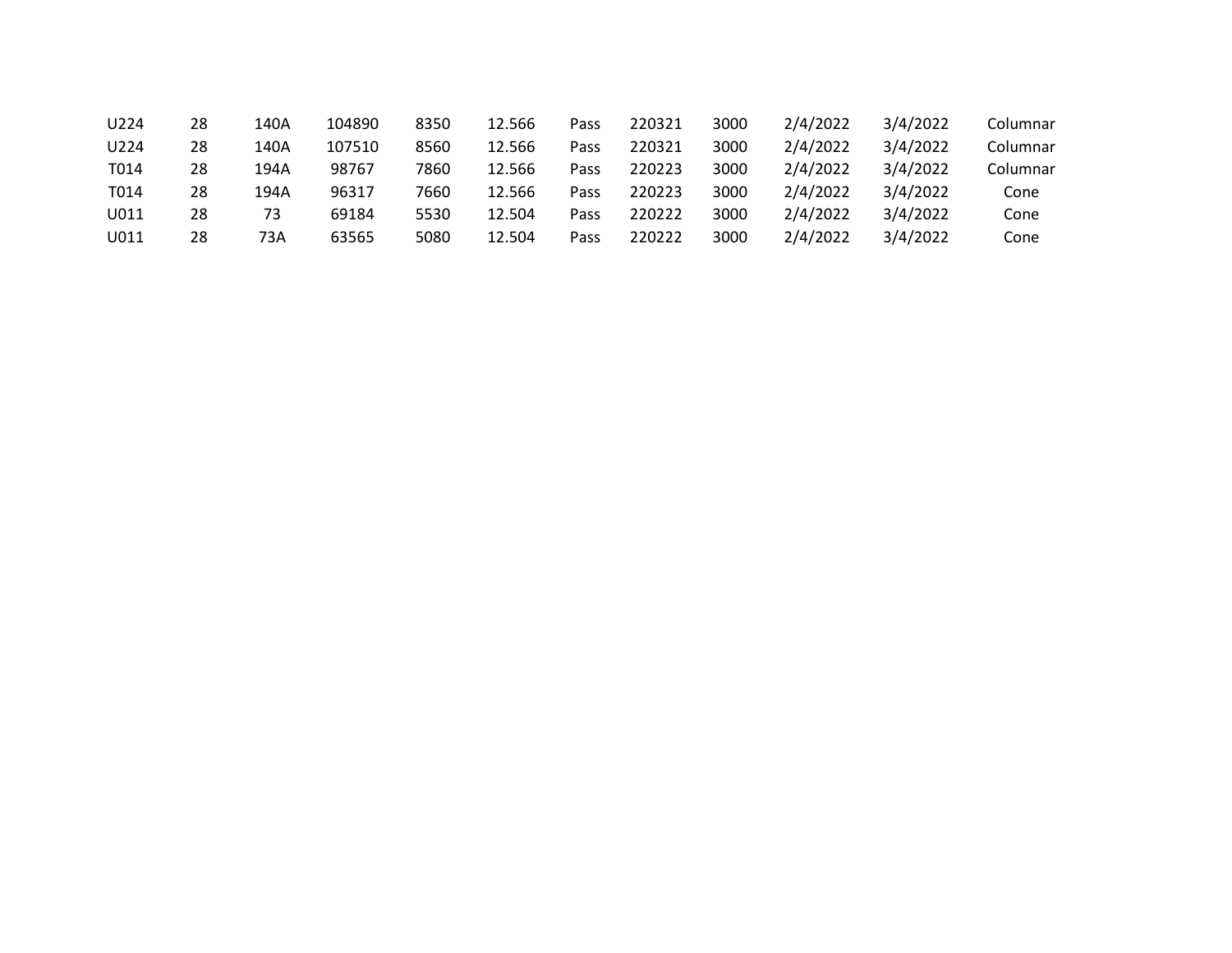| | | | | | | | | | | | |
|---|---|---|---|---|---|---|---|---|---|---|---|
| U224 | 28 | 140A | 104890 | 8350 | 12.566 | Pass | 220321 | 3000 | 2/4/2022 | 3/4/2022 | Columnar |
| U224 | 28 | 140A | 107510 | 8560 | 12.566 | Pass | 220321 | 3000 | 2/4/2022 | 3/4/2022 | Columnar |
| T014 | 28 | 194A | 98767 | 7860 | 12.566 | Pass | 220223 | 3000 | 2/4/2022 | 3/4/2022 | Columnar |
| T014 | 28 | 194A | 96317 | 7660 | 12.566 | Pass | 220223 | 3000 | 2/4/2022 | 3/4/2022 | Cone |
| U011 | 28 | 73 | 69184 | 5530 | 12.504 | Pass | 220222 | 3000 | 2/4/2022 | 3/4/2022 | Cone |
| U011 | 28 | 73A | 63565 | 5080 | 12.504 | Pass | 220222 | 3000 | 2/4/2022 | 3/4/2022 | Cone |